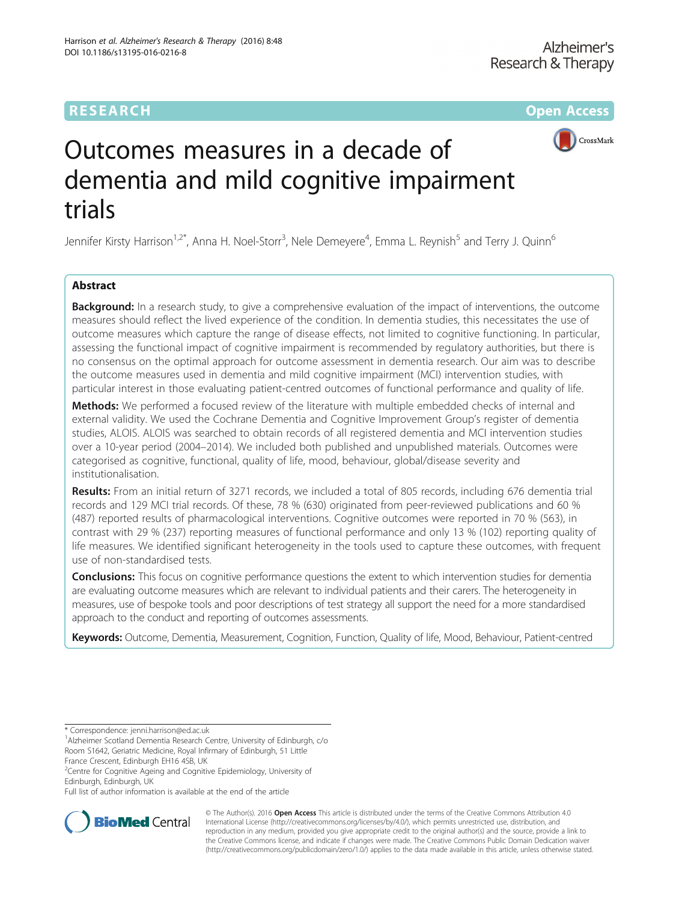RESEARCH Open Access

# Outcomes measures in a decade of dementia and mild cognitive impairment trials

Jennifer Kirsty Harrison[1,2*], Anna H. Noel-Storr[3], Nele Demeyere[4], Emma L. Reynish[5] and Terry J. Quinn[6]

## Abstract

**Background:** In a research study, to give a comprehensive evaluation of the impact of interventions, the outcome measures should reflect the lived experience of the condition. In dementia studies, this necessitates the use of outcome measures which capture the range of disease effects, not limited to cognitive functioning. In particular, assessing the functional impact of cognitive impairment is recommended by regulatory authorities, but there is no consensus on the optimal approach for outcome assessment in dementia research. Our aim was to describe the outcome measures used in dementia and mild cognitive impairment (MCI) intervention studies, with particular interest in those evaluating patient-centred outcomes of functional performance and quality of life.

**Methods:** We performed a focused review of the literature with multiple embedded checks of internal and external validity. We used the Cochrane Dementia and Cognitive Improvement Group's register of dementia studies, ALOIS. ALOIS was searched to obtain records of all registered dementia and MCI intervention studies over a 10-year period (2004–2014). We included both published and unpublished materials. Outcomes were categorised as cognitive, functional, quality of life, mood, behaviour, global/disease severity and institutionalisation.

**Results:** From an initial return of 3271 records, we included a total of 805 records, including 676 dementia trial records and 129 MCI trial records. Of these, 78 % (630) originated from peer-reviewed publications and 60 % (487) reported results of pharmacological interventions. Cognitive outcomes were reported in 70 % (563), in contrast with 29 % (237) reporting measures of functional performance and only 13 % (102) reporting quality of life measures. We identified significant heterogeneity in the tools used to capture these outcomes, with frequent use of non-standardised tests.

**Conclusions:** This focus on cognitive performance questions the extent to which intervention studies for dementia are evaluating outcome measures which are relevant to individual patients and their carers. The heterogeneity in measures, use of bespoke tools and poor descriptions of test strategy all support the need for a more standardised approach to the conduct and reporting of outcomes assessments.

**Keywords:** Outcome, Dementia, Measurement, Cognition, Function, Quality of life, Mood, Behaviour, Patient-centred

\* Correspondence: jenni.harrison@ed.ac.uk
[1]Alzheimer Scotland Dementia Research Centre, University of Edinburgh, c/o Room S1642, Geriatric Medicine, Royal Infirmary of Edinburgh, 51 Little France Crescent, Edinburgh EH16 4SB, UK
[2]Centre for Cognitive Ageing and Cognitive Epidemiology, University of Edinburgh, Edinburgh, UK
Full list of author information is available at the end of the article

© The Author(s). 2016 **Open Access** This article is distributed under the terms of the Creative Commons Attribution 4.0 International License (http://creativecommons.org/licenses/by/4.0/), which permits unrestricted use, distribution, and reproduction in any medium, provided you give appropriate credit to the original author(s) and the source, provide a link to the Creative Commons license, and indicate if changes were made. The Creative Commons Public Domain Dedication waiver (http://creativecommons.org/publicdomain/zero/1.0/) applies to the data made available in this article, unless otherwise stated.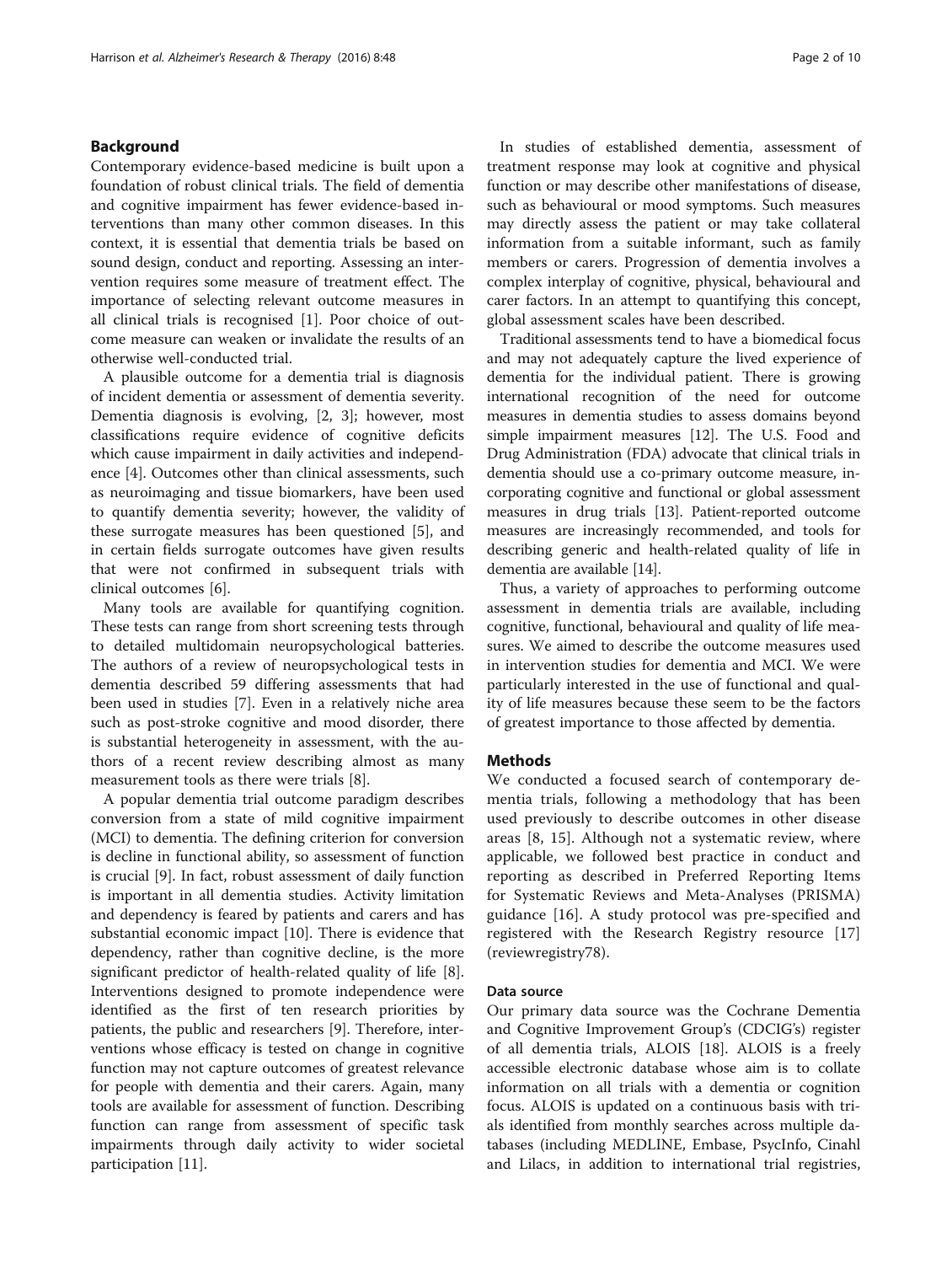## Background

Contemporary evidence-based medicine is built upon a foundation of robust clinical trials. The field of dementia and cognitive impairment has fewer evidence-based interventions than many other common diseases. In this context, it is essential that dementia trials be based on sound design, conduct and reporting. Assessing an intervention requires some measure of treatment effect. The importance of selecting relevant outcome measures in all clinical trials is recognised [1]. Poor choice of outcome measure can weaken or invalidate the results of an otherwise well-conducted trial.

A plausible outcome for a dementia trial is diagnosis of incident dementia or assessment of dementia severity. Dementia diagnosis is evolving, [2, 3]; however, most classifications require evidence of cognitive deficits which cause impairment in daily activities and independence [4]. Outcomes other than clinical assessments, such as neuroimaging and tissue biomarkers, have been used to quantify dementia severity; however, the validity of these surrogate measures has been questioned [5], and in certain fields surrogate outcomes have given results that were not confirmed in subsequent trials with clinical outcomes [6].

Many tools are available for quantifying cognition. These tests can range from short screening tests through to detailed multidomain neuropsychological batteries. The authors of a review of neuropsychological tests in dementia described 59 differing assessments that had been used in studies [7]. Even in a relatively niche area such as post-stroke cognitive and mood disorder, there is substantial heterogeneity in assessment, with the authors of a recent review describing almost as many measurement tools as there were trials [8].

A popular dementia trial outcome paradigm describes conversion from a state of mild cognitive impairment (MCI) to dementia. The defining criterion for conversion is decline in functional ability, so assessment of function is crucial [9]. In fact, robust assessment of daily function is important in all dementia studies. Activity limitation and dependency is feared by patients and carers and has substantial economic impact [10]. There is evidence that dependency, rather than cognitive decline, is the more significant predictor of health-related quality of life [8]. Interventions designed to promote independence were identified as the first of ten research priorities by patients, the public and researchers [9]. Therefore, interventions whose efficacy is tested on change in cognitive function may not capture outcomes of greatest relevance for people with dementia and their carers. Again, many tools are available for assessment of function. Describing function can range from assessment of specific task impairments through daily activity to wider societal participation [11].

In studies of established dementia, assessment of treatment response may look at cognitive and physical function or may describe other manifestations of disease, such as behavioural or mood symptoms. Such measures may directly assess the patient or may take collateral information from a suitable informant, such as family members or carers. Progression of dementia involves a complex interplay of cognitive, physical, behavioural and carer factors. In an attempt to quantifying this concept, global assessment scales have been described.

Traditional assessments tend to have a biomedical focus and may not adequately capture the lived experience of dementia for the individual patient. There is growing international recognition of the need for outcome measures in dementia studies to assess domains beyond simple impairment measures [12]. The U.S. Food and Drug Administration (FDA) advocate that clinical trials in dementia should use a co-primary outcome measure, incorporating cognitive and functional or global assessment measures in drug trials [13]. Patient-reported outcome measures are increasingly recommended, and tools for describing generic and health-related quality of life in dementia are available [14].

Thus, a variety of approaches to performing outcome assessment in dementia trials are available, including cognitive, functional, behavioural and quality of life measures. We aimed to describe the outcome measures used in intervention studies for dementia and MCI. We were particularly interested in the use of functional and quality of life measures because these seem to be the factors of greatest importance to those affected by dementia.

## Methods

We conducted a focused search of contemporary dementia trials, following a methodology that has been used previously to describe outcomes in other disease areas [8, 15]. Although not a systematic review, where applicable, we followed best practice in conduct and reporting as described in Preferred Reporting Items for Systematic Reviews and Meta-Analyses (PRISMA) guidance [16]. A study protocol was pre-specified and registered with the Research Registry resource [17] (reviewregistry78).

### Data source

Our primary data source was the Cochrane Dementia and Cognitive Improvement Group's (CDCIG's) register of all dementia trials, ALOIS [18]. ALOIS is a freely accessible electronic database whose aim is to collate information on all trials with a dementia or cognition focus. ALOIS is updated on a continuous basis with trials identified from monthly searches across multiple databases (including MEDLINE, Embase, PsycInfo, Cinahl and Lilacs, in addition to international trial registries,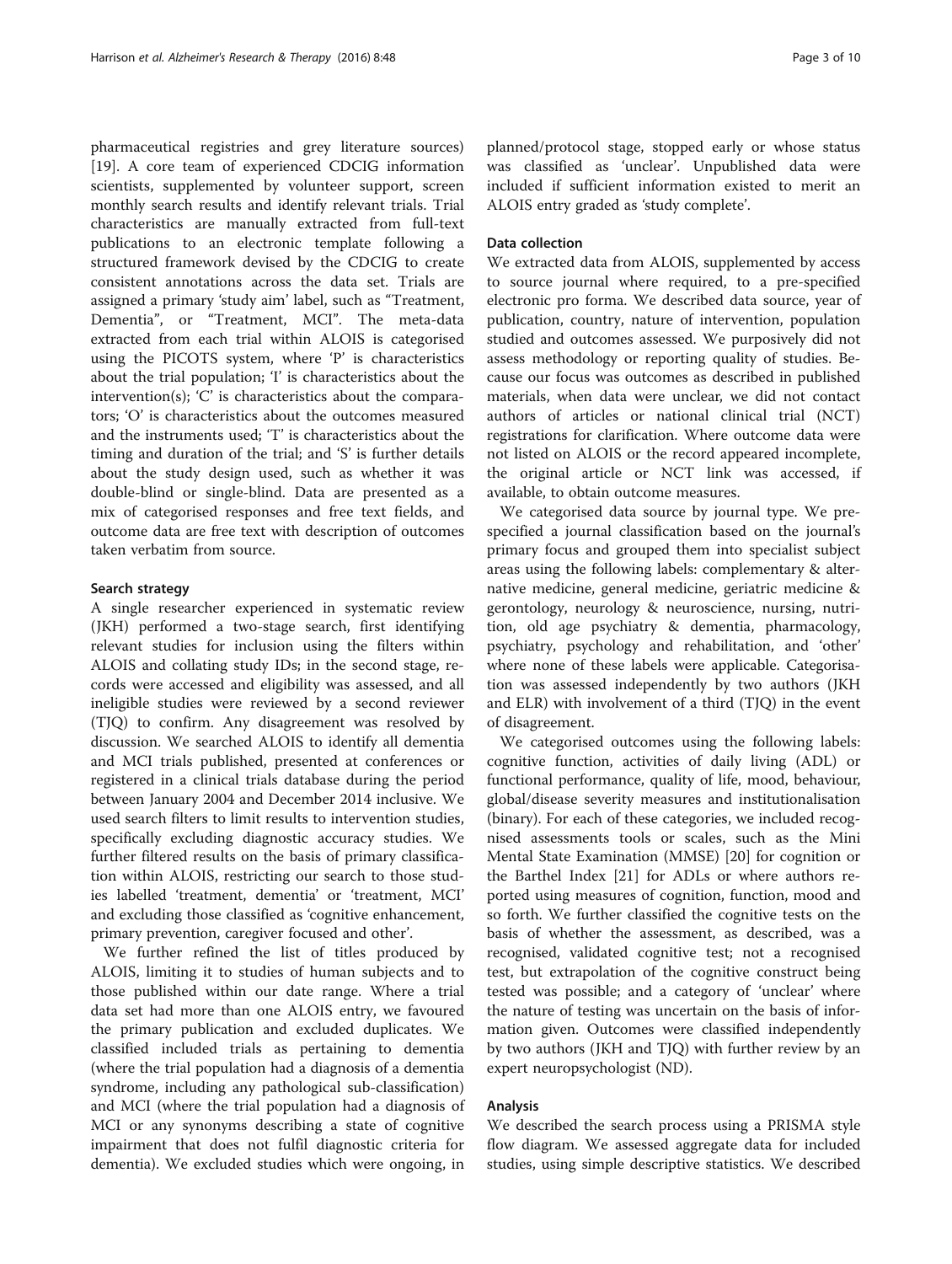pharmaceutical registries and grey literature sources) [19]. A core team of experienced CDCIG information scientists, supplemented by volunteer support, screen monthly search results and identify relevant trials. Trial characteristics are manually extracted from full-text publications to an electronic template following a structured framework devised by the CDCIG to create consistent annotations across the data set. Trials are assigned a primary 'study aim' label, such as "Treatment, Dementia", or "Treatment, MCI". The meta-data extracted from each trial within ALOIS is categorised using the PICOTS system, where 'P' is characteristics about the trial population; 'I' is characteristics about the intervention(s); 'C' is characteristics about the comparators; 'O' is characteristics about the outcomes measured and the instruments used; 'T' is characteristics about the timing and duration of the trial; and 'S' is further details about the study design used, such as whether it was double-blind or single-blind. Data are presented as a mix of categorised responses and free text fields, and outcome data are free text with description of outcomes taken verbatim from source.

### Search strategy

A single researcher experienced in systematic review (JKH) performed a two-stage search, first identifying relevant studies for inclusion using the filters within ALOIS and collating study IDs; in the second stage, records were accessed and eligibility was assessed, and all ineligible studies were reviewed by a second reviewer (TJQ) to confirm. Any disagreement was resolved by discussion. We searched ALOIS to identify all dementia and MCI trials published, presented at conferences or registered in a clinical trials database during the period between January 2004 and December 2014 inclusive. We used search filters to limit results to intervention studies, specifically excluding diagnostic accuracy studies. We further filtered results on the basis of primary classification within ALOIS, restricting our search to those studies labelled 'treatment, dementia' or 'treatment, MCI' and excluding those classified as 'cognitive enhancement, primary prevention, caregiver focused and other'.

We further refined the list of titles produced by ALOIS, limiting it to studies of human subjects and to those published within our date range. Where a trial data set had more than one ALOIS entry, we favoured the primary publication and excluded duplicates. We classified included trials as pertaining to dementia (where the trial population had a diagnosis of a dementia syndrome, including any pathological sub-classification) and MCI (where the trial population had a diagnosis of MCI or any synonyms describing a state of cognitive impairment that does not fulfil diagnostic criteria for dementia). We excluded studies which were ongoing, in planned/protocol stage, stopped early or whose status was classified as 'unclear'. Unpublished data were included if sufficient information existed to merit an ALOIS entry graded as 'study complete'.

### Data collection

We extracted data from ALOIS, supplemented by access to source journal where required, to a pre-specified electronic pro forma. We described data source, year of publication, country, nature of intervention, population studied and outcomes assessed. We purposively did not assess methodology or reporting quality of studies. Because our focus was outcomes as described in published materials, when data were unclear, we did not contact authors of articles or national clinical trial (NCT) registrations for clarification. Where outcome data were not listed on ALOIS or the record appeared incomplete, the original article or NCT link was accessed, if available, to obtain outcome measures.

We categorised data source by journal type. We pre-specified a journal classification based on the journal's primary focus and grouped them into specialist subject areas using the following labels: complementary & alternative medicine, general medicine, geriatric medicine & gerontology, neurology & neuroscience, nursing, nutrition, old age psychiatry & dementia, pharmacology, psychiatry, psychology and rehabilitation, and 'other' where none of these labels were applicable. Categorisation was assessed independently by two authors (JKH and ELR) with involvement of a third (TJQ) in the event of disagreement.

We categorised outcomes using the following labels: cognitive function, activities of daily living (ADL) or functional performance, quality of life, mood, behaviour, global/disease severity measures and institutionalisation (binary). For each of these categories, we included recognised assessments tools or scales, such as the Mini Mental State Examination (MMSE) [20] for cognition or the Barthel Index [21] for ADLs or where authors reported using measures of cognition, function, mood and so forth. We further classified the cognitive tests on the basis of whether the assessment, as described, was a recognised, validated cognitive test; not a recognised test, but extrapolation of the cognitive construct being tested was possible; and a category of 'unclear' where the nature of testing was uncertain on the basis of information given. Outcomes were classified independently by two authors (JKH and TJQ) with further review by an expert neuropsychologist (ND).

### Analysis

We described the search process using a PRISMA style flow diagram. We assessed aggregate data for included studies, using simple descriptive statistics. We described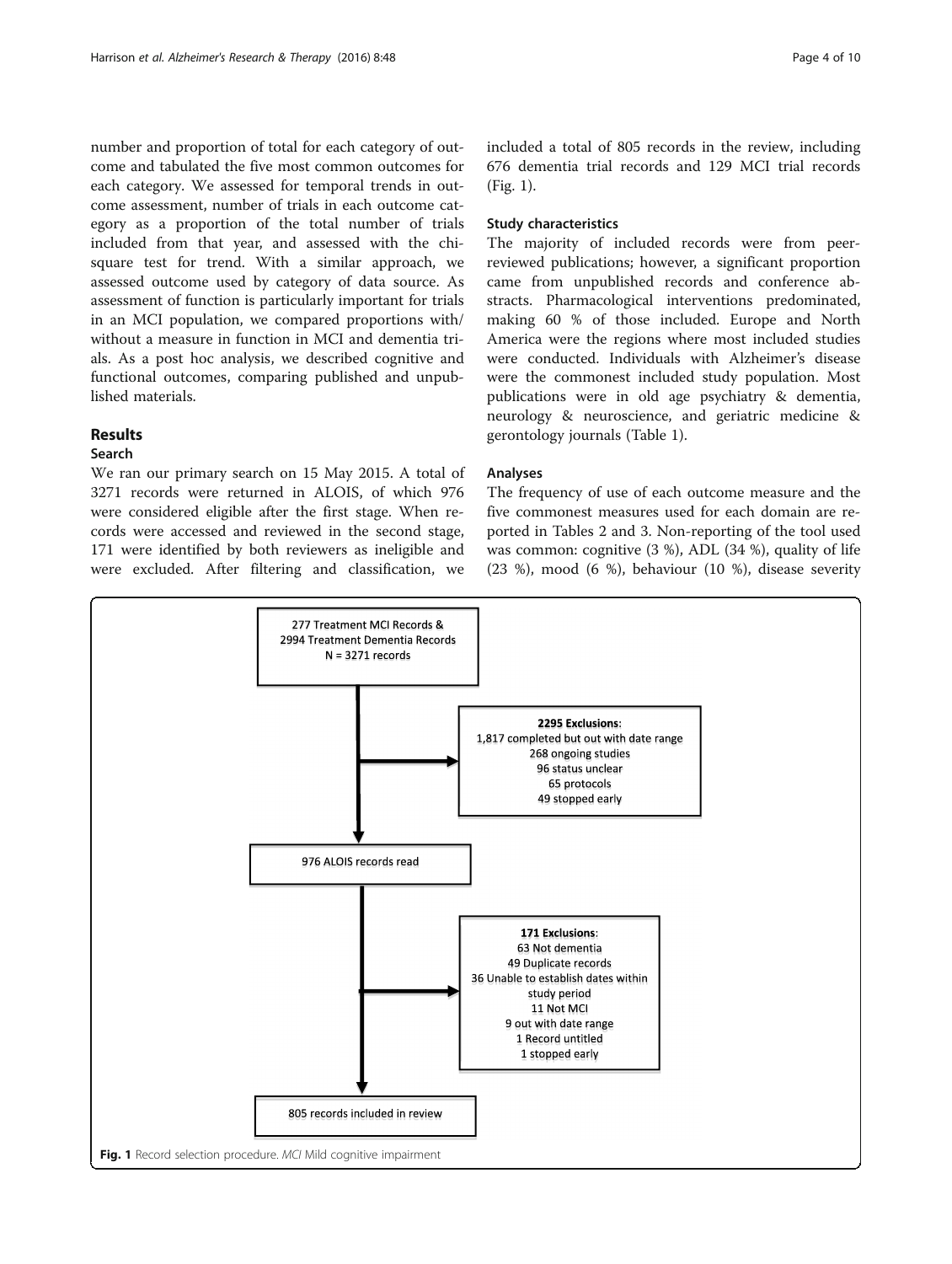number and proportion of total for each category of outcome and tabulated the five most common outcomes for each category. We assessed for temporal trends in outcome assessment, number of trials in each outcome category as a proportion of the total number of trials included from that year, and assessed with the chi-square test for trend. With a similar approach, we assessed outcome used by category of data source. As assessment of function is particularly important for trials in an MCI population, we compared proportions with/without a measure in function in MCI and dementia trials. As a post hoc analysis, we described cognitive and functional outcomes, comparing published and unpublished materials.

## Results

### Search

We ran our primary search on 15 May 2015. A total of 3271 records were returned in ALOIS, of which 976 were considered eligible after the first stage. When records were accessed and reviewed in the second stage, 171 were identified by both reviewers as ineligible and were excluded. After filtering and classification, we included a total of 805 records in the review, including 676 dementia trial records and 129 MCI trial records (Fig. 1).

### Study characteristics

The majority of included records were from peer-reviewed publications; however, a significant proportion came from unpublished records and conference abstracts. Pharmacological interventions predominated, making 60 % of those included. Europe and North America were the regions where most included studies were conducted. Individuals with Alzheimer's disease were the commonest included study population. Most publications were in old age psychiatry & dementia, neurology & neuroscience, and geriatric medicine & gerontology journals (Table 1).

### Analyses

The frequency of use of each outcome measure and the five commonest measures used for each domain are reported in Tables 2 and 3. Non-reporting of the tool used was common: cognitive (3 %), ADL (34 %), quality of life (23 %), mood (6 %), behaviour (10 %), disease severity

277 Treatment MCI Records &
2994 Treatment Dementia Records
N = 3271 records

**2295 Exclusions**:
1,817 completed but out with date range
268 ongoing studies
96 status unclear
65 protocols
49 stopped early

976 ALOIS records read

**171 Exclusions**:
63 Not dementia
49 Duplicate records
36 Unable to establish dates within study period
11 Not MCI
9 out with date range
1 Record untitled
1 stopped early

805 records included in review

**Fig. 1** Record selection procedure. *MCI* Mild cognitive impairment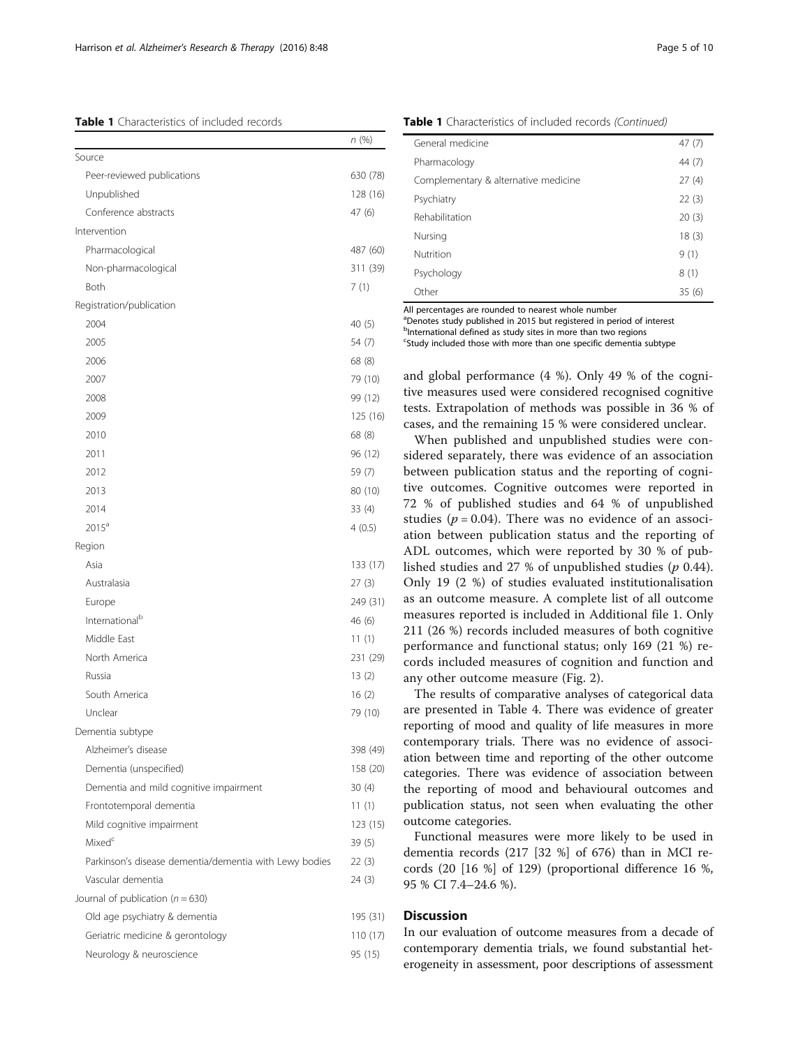**Table 1** Characteristics of included records

| | n (%) |
|---|---|
| Source | |
| Peer-reviewed publications | 630 (78) |
| Unpublished | 128 (16) |
| Conference abstracts | 47 (6) |
| Intervention | |
| Pharmacological | 487 (60) |
| Non-pharmacological | 311 (39) |
| Both | 7 (1) |
| Registration/publication | |
| 2004 | 40 (5) |
| 2005 | 54 (7) |
| 2006 | 68 (8) |
| 2007 | 79 (10) |
| 2008 | 99 (12) |
| 2009 | 125 (16) |
| 2010 | 68 (8) |
| 2011 | 96 (12) |
| 2012 | 59 (7) |
| 2013 | 80 (10) |
| 2014 | 33 (4) |
| 2015[a] | 4 (0.5) |
| Region | |
| Asia | 133 (17) |
| Australasia | 27 (3) |
| Europe | 249 (31) |
| International[b] | 46 (6) |
| Middle East | 11 (1) |
| North America | 231 (29) |
| Russia | 13 (2) |
| South America | 16 (2) |
| Unclear | 79 (10) |
| Dementia subtype | |
| Alzheimer's disease | 398 (49) |
| Dementia (unspecified) | 158 (20) |
| Dementia and mild cognitive impairment | 30 (4) |
| Frontotemporal dementia | 11 (1) |
| Mild cognitive impairment | 123 (15) |
| Mixed[c] | 39 (5) |
| Parkinson's disease dementia/dementia with Lewy bodies | 22 (3) |
| Vascular dementia | 24 (3) |
| Journal of publication ($n = 630$) | |
| Old age psychiatry & dementia | 195 (31) |
| Geriatric medicine & gerontology | 110 (17) |
| Neurology & neuroscience | 95 (15) |
| General medicine | 47 (7) |
| Pharmacology | 44 (7) |
| Complementary & alternative medicine | 27 (4) |
| Psychiatry | 22 (3) |
| Rehabilitation | 20 (3) |
| Nursing | 18 (3) |
| Nutrition | 9 (1) |
| Psychology | 8 (1) |
| Other | 35 (6) |

All percentages are rounded to nearest whole number
[a]Denotes study published in 2015 but registered in period of interest
[b]International defined as study sites in more than two regions
[c]Study included those with more than one specific dementia subtype

and global performance (4 %). Only 49 % of the cognitive measures used were considered recognised cognitive tests. Extrapolation of methods was possible in 36 % of cases, and the remaining 15 % were considered unclear.

When published and unpublished studies were considered separately, there was evidence of an association between publication status and the reporting of cognitive outcomes. Cognitive outcomes were reported in 72 % of published studies and 64 % of unpublished studies ($p = 0.04$). There was no evidence of an association between publication status and the reporting of ADL outcomes, which were reported by 30 % of published studies and 27 % of unpublished studies ($p$ 0.44). Only 19 (2 %) of studies evaluated institutionalisation as an outcome measure. A complete list of all outcome measures reported is included in Additional file 1. Only 211 (26 %) records included measures of both cognitive performance and functional status; only 169 (21 %) records included measures of cognition and function and any other outcome measure (Fig. 2).

The results of comparative analyses of categorical data are presented in Table 4. There was evidence of greater reporting of mood and quality of life measures in more contemporary trials. There was no evidence of association between time and reporting of the other outcome categories. There was evidence of association between the reporting of mood and behavioural outcomes and publication status, not seen when evaluating the other outcome categories.

Functional measures were more likely to be used in dementia records (217 [32 %] of 676) than in MCI records (20 [16 %] of 129) (proportional difference 16 %, 95 % CI 7.4–24.6 %).

## Discussion

In our evaluation of outcome measures from a decade of contemporary dementia trials, we found substantial heterogeneity in assessment, poor descriptions of assessment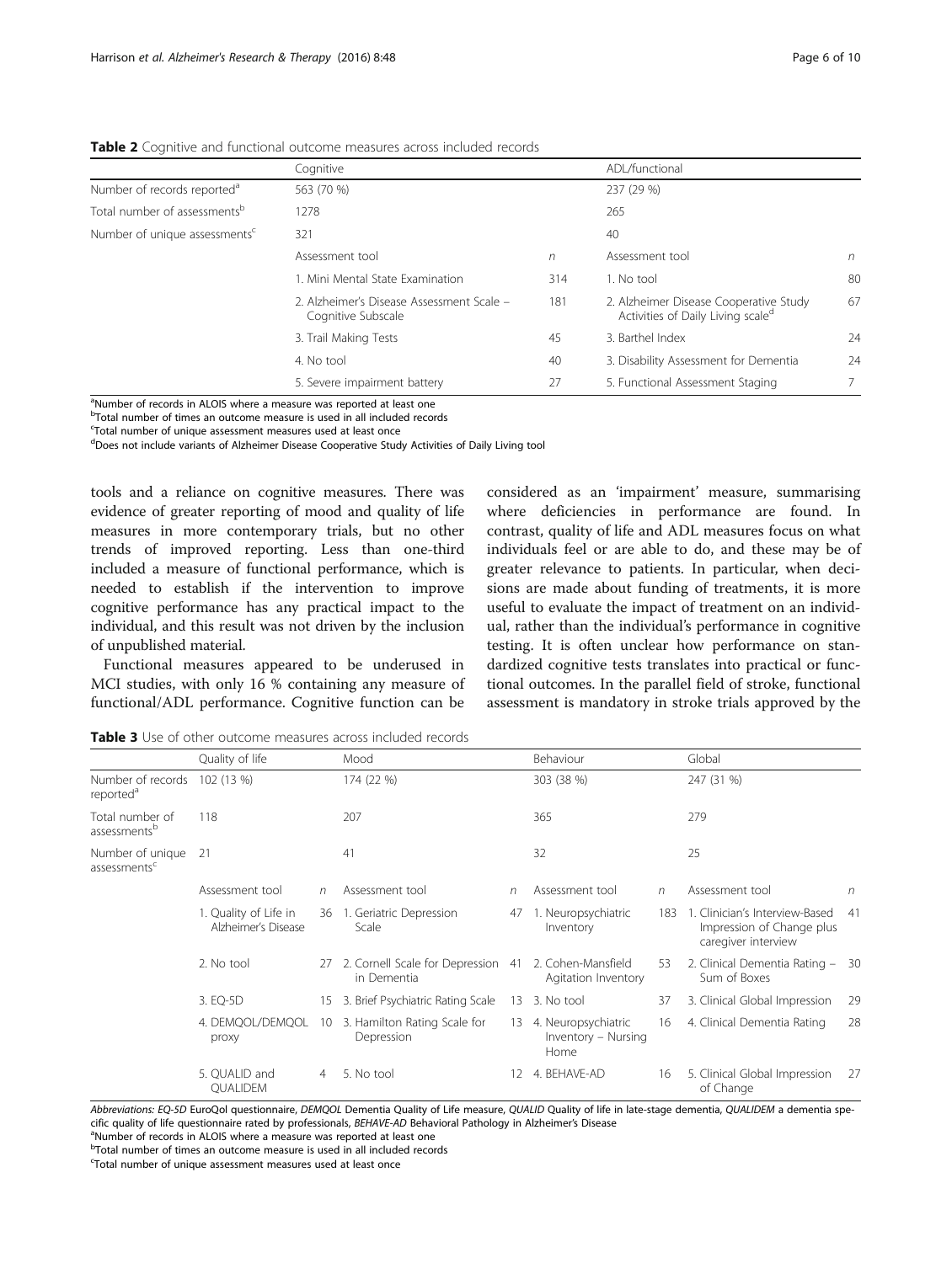**Table 2** Cognitive and functional outcome measures across included records

| | Cognitive | | ADL/functional | |
|---|---|---|---|---|
| Number of records reported[a] | 563 (70 %) | | 237 (29 %) | |
| Total number of assessments[b] | 1278 | | 265 | |
| Number of unique assessments[c] | 321 | | 40 | |
| | Assessment tool | n | Assessment tool | n |
| | 1. Mini Mental State Examination | 314 | 1. No tool | 80 |
| | 2. Alzheimer's Disease Assessment Scale – Cognitive Subscale | 181 | 2. Alzheimer Disease Cooperative Study Activities of Daily Living scale[d] | 67 |
| | 3. Trail Making Tests | 45 | 3. Barthel Index | 24 |
| | 4. No tool | 40 | 3. Disability Assessment for Dementia | 24 |
| | 5. Severe impairment battery | 27 | 5. Functional Assessment Staging | 7 |

[a]Number of records in ALOIS where a measure was reported at least one
[b]Total number of times an outcome measure is used in all included records
[c]Total number of unique assessment measures used at least once
[d]Does not include variants of Alzheimer Disease Cooperative Study Activities of Daily Living tool

tools and a reliance on cognitive measures. There was evidence of greater reporting of mood and quality of life measures in more contemporary trials, but no other trends of improved reporting. Less than one-third included a measure of functional performance, which is needed to establish if the intervention to improve cognitive performance has any practical impact to the individual, and this result was not driven by the inclusion of unpublished material.

Functional measures appeared to be underused in MCI studies, with only 16 % containing any measure of functional/ADL performance. Cognitive function can be considered as an 'impairment' measure, summarising where deficiencies in performance are found. In contrast, quality of life and ADL measures focus on what individuals feel or are able to do, and these may be of greater relevance to patients. In particular, when decisions are made about funding of treatments, it is more useful to evaluate the impact of treatment on an individual, rather than the individual's performance in cognitive testing. It is often unclear how performance on standardized cognitive tests translates into practical or functional outcomes. In the parallel field of stroke, functional assessment is mandatory in stroke trials approved by the

**Table 3** Use of other outcome measures across included records

| | Quality of life | | Mood | | Behaviour | | Global | |
|---|---|---|---|---|---|---|---|---|
| Number of records reported[a] | 102 (13 %) | | 174 (22 %) | | 303 (38 %) | | 247 (31 %) | |
| Total number of assessments[b] | 118 | | 207 | | 365 | | 279 | |
| Number of unique assessments[c] | 21 | | 41 | | 32 | | 25 | |
| | Assessment tool | n | Assessment tool | n | Assessment tool | n | Assessment tool | n |
| | 1. Quality of Life in Alzheimer's Disease | 36 | 1. Geriatric Depression Scale | 47 | 1. Neuropsychiatric Inventory | 183 | 1. Clinician's Interview-Based Impression of Change plus caregiver interview | 41 |
| | 2. No tool | 27 | 2. Cornell Scale for Depression in Dementia | 41 | 2. Cohen-Mansfield Agitation Inventory | 53 | 2. Clinical Dementia Rating – Sum of Boxes | 30 |
| | 3. EQ-5D | 15 | 3. Brief Psychiatric Rating Scale | 13 | 3. No tool | 37 | 3. Clinical Global Impression | 29 |
| | 4. DEMQOL/DEMQOL proxy | 10 | 3. Hamilton Rating Scale for Depression | 13 | 4. Neuropsychiatric Inventory – Nursing Home | 16 | 4. Clinical Dementia Rating | 28 |
| | 5. QUALID and QUALIDEM | 4 | 5. No tool | 12 | 4. BEHAVE-AD | 16 | 5. Clinical Global Impression of Change | 27 |

*Abbreviations: EQ-5D* EuroQol questionnaire, *DEMQOL* Dementia Quality of Life measure, *QUALID* Quality of life in late-stage dementia, *QUALIDEM* a dementia specific quality of life questionnaire rated by professionals, *BEHAVE-AD* Behavioral Pathology in Alzheimer's Disease
[a]Number of records in ALOIS where a measure was reported at least one
[b]Total number of times an outcome measure is used in all included records
[c]Total number of unique assessment measures used at least once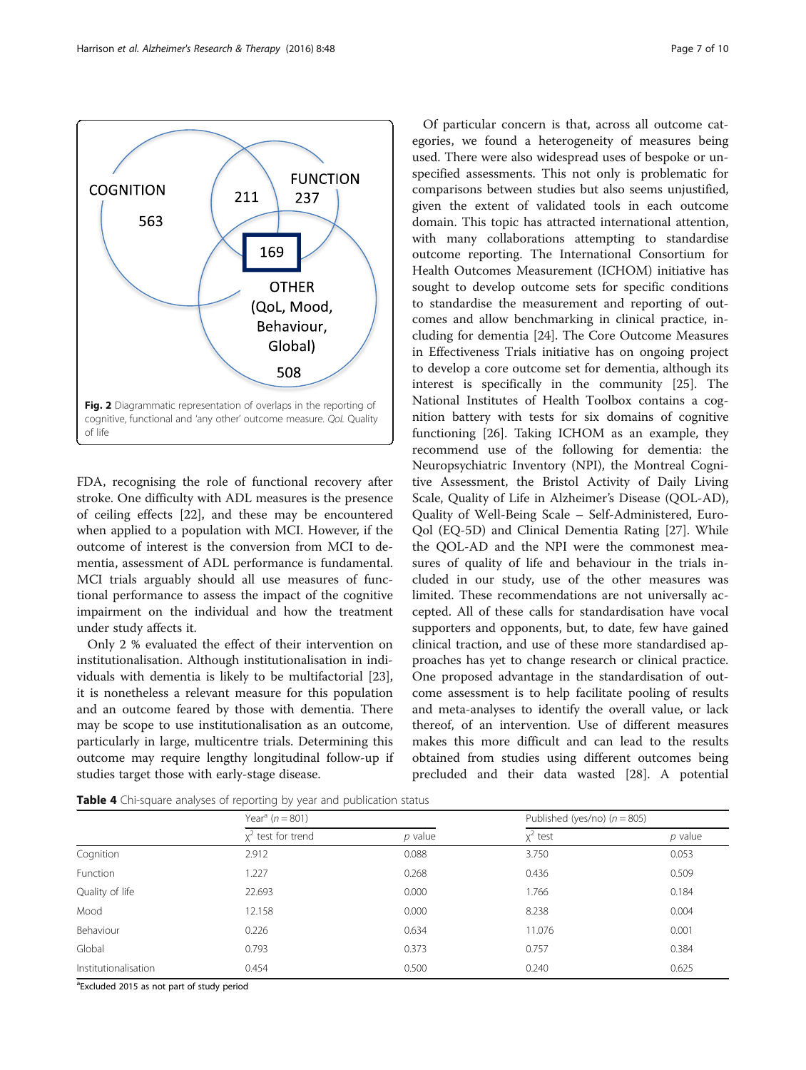Fig. 2 Diagrammatic representation of overlaps in the reporting of cognitive, functional and 'any other' outcome measure. *QoL* Quality of life

FDA, recognising the role of functional recovery after stroke. One difficulty with ADL measures is the presence of ceiling effects [22], and these may be encountered when applied to a population with MCI. However, if the outcome of interest is the conversion from MCI to dementia, assessment of ADL performance is fundamental. MCI trials arguably should all use measures of functional performance to assess the impact of the cognitive impairment on the individual and how the treatment under study affects it.

Only 2 % evaluated the effect of their intervention on institutionalisation. Although institutionalisation in individuals with dementia is likely to be multifactorial [23], it is nonetheless a relevant measure for this population and an outcome feared by those with dementia. There may be scope to use institutionalisation as an outcome, particularly in large, multicentre trials. Determining this outcome may require lengthy longitudinal follow-up if studies target those with early-stage disease.

Of particular concern is that, across all outcome categories, we found a heterogeneity of measures being used. There were also widespread uses of bespoke or unspecified assessments. This not only is problematic for comparisons between studies but also seems unjustified, given the extent of validated tools in each outcome domain. This topic has attracted international attention, with many collaborations attempting to standardise outcome reporting. The International Consortium for Health Outcomes Measurement (ICHOM) initiative has sought to develop outcome sets for specific conditions to standardise the measurement and reporting of outcomes and allow benchmarking in clinical practice, including for dementia [24]. The Core Outcome Measures in Effectiveness Trials initiative has on ongoing project to develop a core outcome set for dementia, although its interest is specifically in the community [25]. The National Institutes of Health Toolbox contains a cognition battery with tests for six domains of cognitive functioning [26]. Taking ICHOM as an example, they recommend use of the following for dementia: the Neuropsychiatric Inventory (NPI), the Montreal Cognitive Assessment, the Bristol Activity of Daily Living Scale, Quality of Life in Alzheimer's Disease (QOL-AD), Quality of Well-Being Scale – Self-Administered, EuroQol (EQ-5D) and Clinical Dementia Rating [27]. While the QOL-AD and the NPI were the commonest measures of quality of life and behaviour in the trials included in our study, use of the other measures was limited. These recommendations are not universally accepted. All of these calls for standardisation have vocal supporters and opponents, but, to date, few have gained clinical traction, and use of these more standardised approaches has yet to change research or clinical practice. One proposed advantage in the standardisation of outcome assessment is to help facilitate pooling of results and meta-analyses to identify the overall value, or lack thereof, of an intervention. Use of different measures makes this more difficult and can lead to the results obtained from studies using different outcomes being precluded and their data wasted [28]. A potential

**Table 4** Chi-square analyses of reporting by year and publication status

| | Year[a] ($n = 801$) | | Published (yes/no) ($n = 805$) | |
|---|---|---|---|---|
| | $\chi^2$ test for trend | $p$ value | $\chi^2$ test | $p$ value |
| Cognition | 2.912 | 0.088 | 3.750 | 0.053 |
| Function | 1.227 | 0.268 | 0.436 | 0.509 |
| Quality of life | 22.693 | 0.000 | 1.766 | 0.184 |
| Mood | 12.158 | 0.000 | 8.238 | 0.004 |
| Behaviour | 0.226 | 0.634 | 11.076 | 0.001 |
| Global | 0.793 | 0.373 | 0.757 | 0.384 |
| Institutionalisation | 0.454 | 0.500 | 0.240 | 0.625 |

[a]Excluded 2015 as not part of study period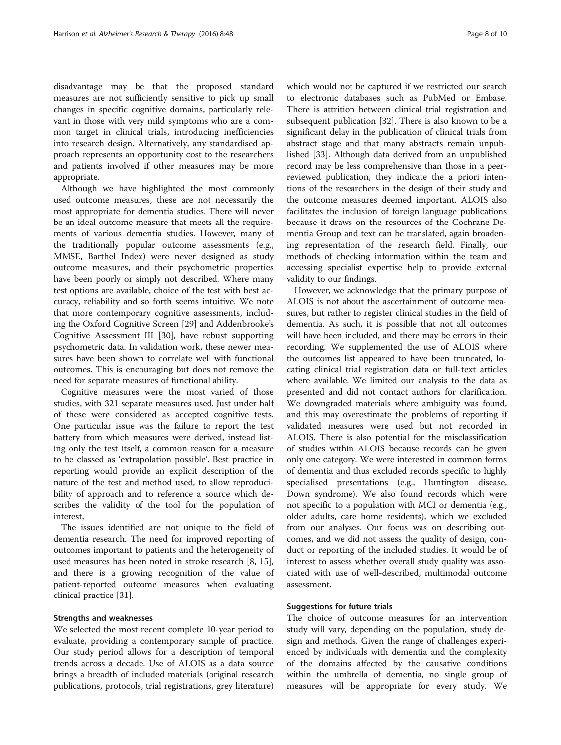disadvantage may be that the proposed standard measures are not sufficiently sensitive to pick up small changes in specific cognitive domains, particularly relevant in those with very mild symptoms who are a common target in clinical trials, introducing inefficiencies into research design. Alternatively, any standardised approach represents an opportunity cost to the researchers and patients involved if other measures may be more appropriate.

Although we have highlighted the most commonly used outcome measures, these are not necessarily the most appropriate for dementia studies. There will never be an ideal outcome measure that meets all the requirements of various dementia studies. However, many of the traditionally popular outcome assessments (e.g., MMSE, Barthel Index) were never designed as study outcome measures, and their psychometric properties have been poorly or simply not described. Where many test options are available, choice of the test with best accuracy, reliability and so forth seems intuitive. We note that more contemporary cognitive assessments, including the Oxford Cognitive Screen [29] and Addenbrooke's Cognitive Assessment III [30], have robust supporting psychometric data. In validation work, these newer measures have been shown to correlate well with functional outcomes. This is encouraging but does not remove the need for separate measures of functional ability.

Cognitive measures were the most varied of those studies, with 321 separate measures used. Just under half of these were considered as accepted cognitive tests. One particular issue was the failure to report the test battery from which measures were derived, instead listing only the test itself, a common reason for a measure to be classed as 'extrapolation possible'. Best practice in reporting would provide an explicit description of the nature of the test and method used, to allow reproducibility of approach and to reference a source which describes the validity of the tool for the population of interest,

The issues identified are not unique to the field of dementia research. The need for improved reporting of outcomes important to patients and the heterogeneity of used measures has been noted in stroke research [8, 15], and there is a growing recognition of the value of patient-reported outcome measures when evaluating clinical practice [31].

### Strengths and weaknesses

We selected the most recent complete 10-year period to evaluate, providing a contemporary sample of practice. Our study period allows for a description of temporal trends across a decade. Use of ALOIS as a data source brings a breadth of included materials (original research publications, protocols, trial registrations, grey literature) which would not be captured if we restricted our search to electronic databases such as PubMed or Embase. There is attrition between clinical trial registration and subsequent publication [32]. There is also known to be a significant delay in the publication of clinical trials from abstract stage and that many abstracts remain unpublished [33]. Although data derived from an unpublished record may be less comprehensive than those in a peer-reviewed publication, they indicate the a priori intentions of the researchers in the design of their study and the outcome measures deemed important. ALOIS also facilitates the inclusion of foreign language publications because it draws on the resources of the Cochrane Dementia Group and text can be translated, again broadening representation of the research field. Finally, our methods of checking information within the team and accessing specialist expertise help to provide external validity to our findings.

However, we acknowledge that the primary purpose of ALOIS is not about the ascertainment of outcome measures, but rather to register clinical studies in the field of dementia. As such, it is possible that not all outcomes will have been included, and there may be errors in their recording. We supplemented the use of ALOIS where the outcomes list appeared to have been truncated, locating clinical trial registration data or full-text articles where available. We limited our analysis to the data as presented and did not contact authors for clarification. We downgraded materials where ambiguity was found, and this may overestimate the problems of reporting if validated measures were used but not recorded in ALOIS. There is also potential for the misclassification of studies within ALOIS because records can be given only one category. We were interested in common forms of dementia and thus excluded records specific to highly specialised presentations (e.g., Huntington disease, Down syndrome). We also found records which were not specific to a population with MCI or dementia (e.g., older adults, care home residents), which we excluded from our analyses. Our focus was on describing outcomes, and we did not assess the quality of design, conduct or reporting of the included studies. It would be of interest to assess whether overall study quality was associated with use of well-described, multimodal outcome assessment.

### Suggestions for future trials

The choice of outcome measures for an intervention study will vary, depending on the population, study design and methods. Given the range of challenges experienced by individuals with dementia and the complexity of the domains affected by the causative conditions within the umbrella of dementia, no single group of measures will be appropriate for every study. We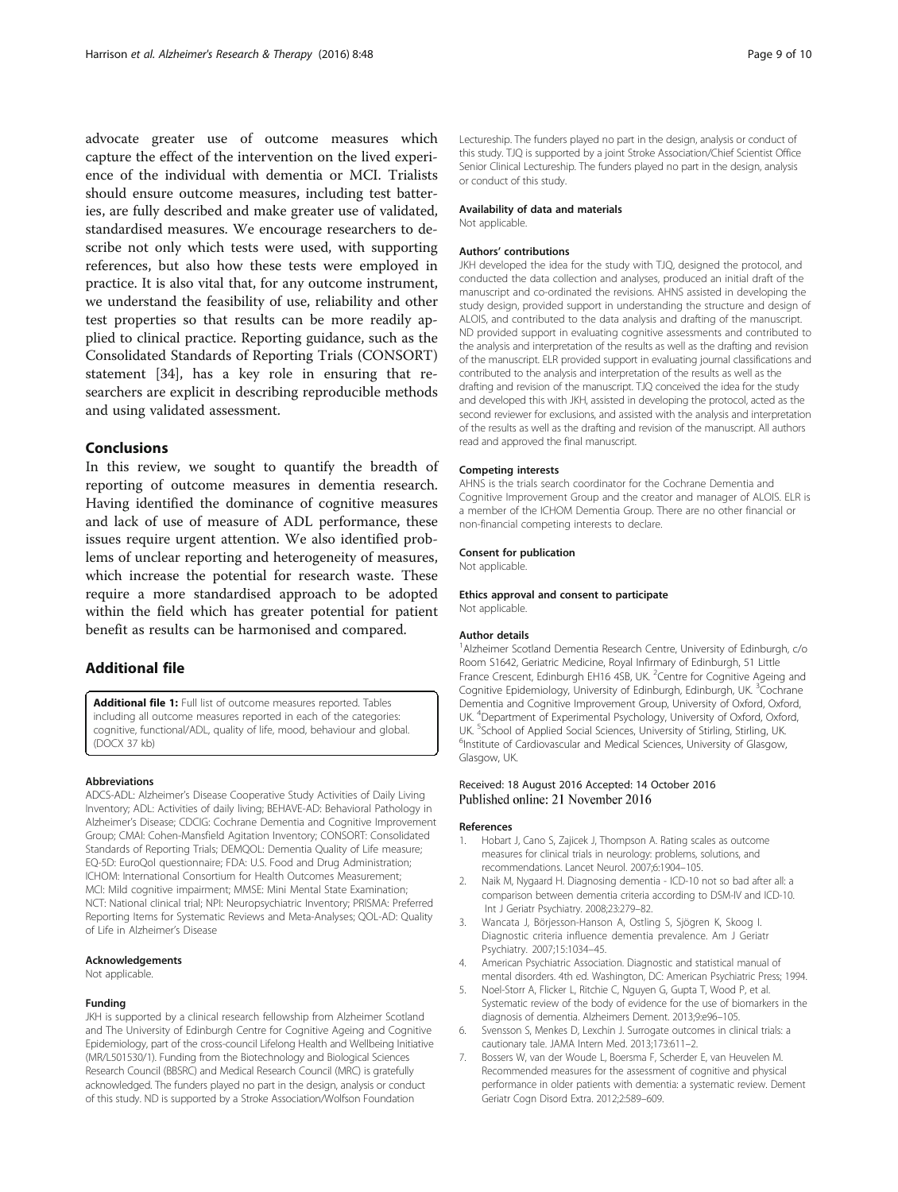advocate greater use of outcome measures which capture the effect of the intervention on the lived experience of the individual with dementia or MCI. Trialists should ensure outcome measures, including test batteries, are fully described and make greater use of validated, standardised measures. We encourage researchers to describe not only which tests were used, with supporting references, but also how these tests were employed in practice. It is also vital that, for any outcome instrument, we understand the feasibility of use, reliability and other test properties so that results can be more readily applied to clinical practice. Reporting guidance, such as the Consolidated Standards of Reporting Trials (CONSORT) statement [34], has a key role in ensuring that researchers are explicit in describing reproducible methods and using validated assessment.

## Conclusions

In this review, we sought to quantify the breadth of reporting of outcome measures in dementia research. Having identified the dominance of cognitive measures and lack of use of measure of ADL performance, these issues require urgent attention. We also identified problems of unclear reporting and heterogeneity of measures, which increase the potential for research waste. These require a more standardised approach to be adopted within the field which has greater potential for patient benefit as results can be harmonised and compared.

## Additional file

**Additional file 1:** Full list of outcome measures reported. Tables including all outcome measures reported in each of the categories: cognitive, functional/ADL, quality of life, mood, behaviour and global. (DOCX 37 kb)

#### Abbreviations

ADCS-ADL: Alzheimer's Disease Cooperative Study Activities of Daily Living Inventory; ADL: Activities of daily living; BEHAVE-AD: Behavioral Pathology in Alzheimer's Disease; CDCIG: Cochrane Dementia and Cognitive Improvement Group; CMAI: Cohen-Mansfield Agitation Inventory; CONSORT: Consolidated Standards of Reporting Trials; DEMQOL: Dementia Quality of Life measure; EQ-5D: EuroQol questionnaire; FDA: U.S. Food and Drug Administration; ICHOM: International Consortium for Health Outcomes Measurement; MCI: Mild cognitive impairment; MMSE: Mini Mental State Examination; NCT: National clinical trial; NPI: Neuropsychiatric Inventory; PRISMA: Preferred Reporting Items for Systematic Reviews and Meta-Analyses; QOL-AD: Quality of Life in Alzheimer's Disease

#### Acknowledgements

Not applicable.

#### Funding

JKH is supported by a clinical research fellowship from Alzheimer Scotland and The University of Edinburgh Centre for Cognitive Ageing and Cognitive Epidemiology, part of the cross-council Lifelong Health and Wellbeing Initiative (MR/L501530/1). Funding from the Biotechnology and Biological Sciences Research Council (BBSRC) and Medical Research Council (MRC) is gratefully acknowledged. The funders played no part in the design, analysis or conduct of this study. ND is supported by a Stroke Association/Wolfson Foundation Lectureship. The funders played no part in the design, analysis or conduct of this study. TJQ is supported by a joint Stroke Association/Chief Scientist Office Senior Clinical Lectureship. The funders played no part in the design, analysis or conduct of this study.

#### Availability of data and materials

Not applicable.

#### Authors' contributions

JKH developed the idea for the study with TJQ, designed the protocol, and conducted the data collection and analyses, produced an initial draft of the manuscript and co-ordinated the revisions. AHNS assisted in developing the study design, provided support in understanding the structure and design of ALOIS, and contributed to the data analysis and drafting of the manuscript. ND provided support in evaluating cognitive assessments and contributed to the analysis and interpretation of the results as well as the drafting and revision of the manuscript. ELR provided support in evaluating journal classifications and contributed to the analysis and interpretation of the results as well as the drafting and revision of the manuscript. TJQ conceived the idea for the study and developed this with JKH, assisted in developing the protocol, acted as the second reviewer for exclusions, and assisted with the analysis and interpretation of the results as well as the drafting and revision of the manuscript. All authors read and approved the final manuscript.

#### Competing interests

AHNS is the trials search coordinator for the Cochrane Dementia and Cognitive Improvement Group and the creator and manager of ALOIS. ELR is a member of the ICHOM Dementia Group. There are no other financial or non-financial competing interests to declare.

#### Consent for publication

Not applicable.

#### Ethics approval and consent to participate

Not applicable.

#### Author details

[1]Alzheimer Scotland Dementia Research Centre, University of Edinburgh, c/o Room S1642, Geriatric Medicine, Royal Infirmary of Edinburgh, 51 Little France Crescent, Edinburgh EH16 4SB, UK. [2]Centre for Cognitive Ageing and Cognitive Epidemiology, University of Edinburgh, Edinburgh, UK. [3]Cochrane Dementia and Cognitive Improvement Group, University of Oxford, Oxford, UK. [4]Department of Experimental Psychology, University of Oxford, Oxford, UK. [5]School of Applied Social Sciences, University of Stirling, Stirling, UK. [6]Institute of Cardiovascular and Medical Sciences, University of Glasgow, Glasgow, UK.

Received: 18 August 2016 Accepted: 14 October 2016
Published online: 21 November 2016

#### References

1. Hobart J, Cano S, Zajicek J, Thompson A. Rating scales as outcome measures for clinical trials in neurology: problems, solutions, and recommendations. Lancet Neurol. 2007;6:1904–105.
2. Naik M, Nygaard H. Diagnosing dementia - ICD-10 not so bad after all: a comparison between dementia criteria according to DSM-IV and ICD-10. Int J Geriatr Psychiatry. 2008;23:279–82.
3. Wancata J, Börjesson-Hanson A, Ostling S, Sjögren K, Skoog I. Diagnostic criteria influence dementia prevalence. Am J Geriatr Psychiatry. 2007;15:1034–45.
4. American Psychiatric Association. Diagnostic and statistical manual of mental disorders. 4th ed. Washington, DC: American Psychiatric Press; 1994.
5. Noel-Storr A, Flicker L, Ritchie C, Nguyen G, Gupta T, Wood P, et al. Systematic review of the body of evidence for the use of biomarkers in the diagnosis of dementia. Alzheimers Dement. 2013;9:e96–105.
6. Svensson S, Menkes D, Lexchin J. Surrogate outcomes in clinical trials: a cautionary tale. JAMA Intern Med. 2013;173:611–2.
7. Bossers W, van der Woude L, Boersma F, Scherder E, van Heuvelen M. Recommended measures for the assessment of cognitive and physical performance in older patients with dementia: a systematic review. Dement Geriatr Cogn Disord Extra. 2012;2:589–609.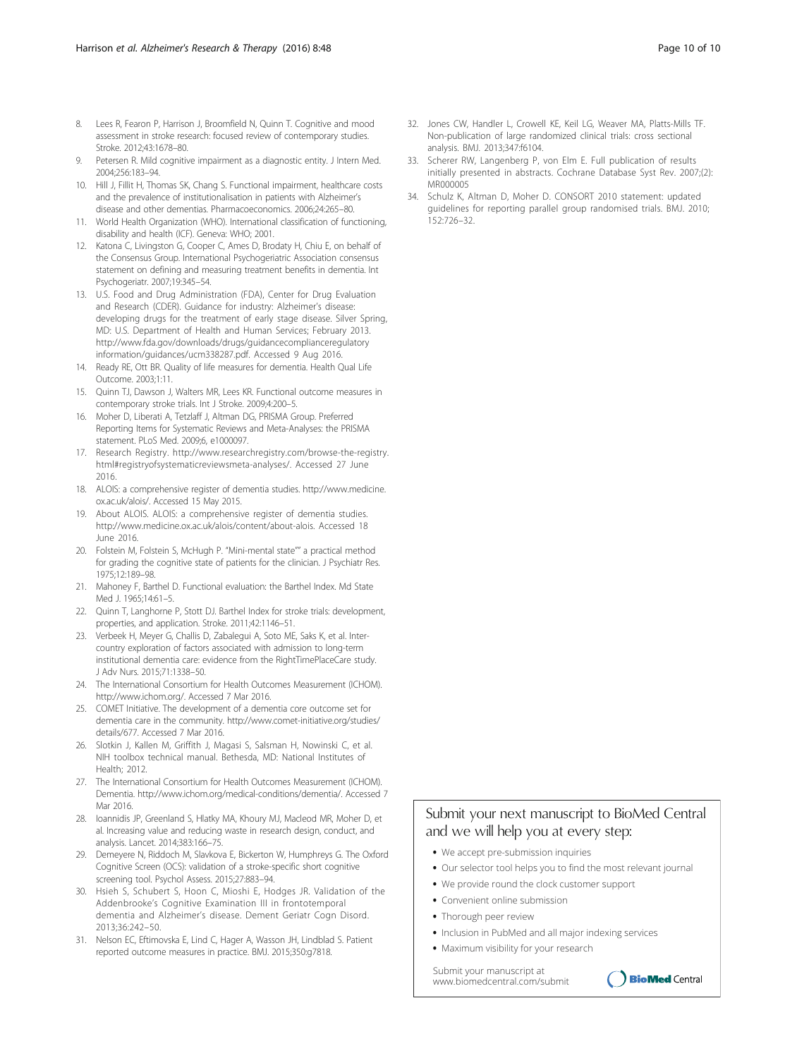8. Lees R, Fearon P, Harrison J, Broomfield N, Quinn T. Cognitive and mood assessment in stroke research: focused review of contemporary studies. Stroke. 2012;43:1678–80.
9. Petersen R. Mild cognitive impairment as a diagnostic entity. J Intern Med. 2004;256:183–94.
10. Hill J, Fillit H, Thomas SK, Chang S. Functional impairment, healthcare costs and the prevalence of institutionalisation in patients with Alzheimer's disease and other dementias. Pharmacoeconomics. 2006;24:265–80.
11. World Health Organization (WHO). International classification of functioning, disability and health (ICF). Geneva: WHO; 2001.
12. Katona C, Livingston G, Cooper C, Ames D, Brodaty H, Chiu E, on behalf of the Consensus Group. International Psychogeriatric Association consensus statement on defining and measuring treatment benefits in dementia. Int Psychogeriatr. 2007;19:345–54.
13. U.S. Food and Drug Administration (FDA), Center for Drug Evaluation and Research (CDER). Guidance for industry: Alzheimer's disease: developing drugs for the treatment of early stage disease. Silver Spring, MD: U.S. Department of Health and Human Services; February 2013. http://www.fda.gov/downloads/drugs/guidancecomplianceregulatory information/guidances/ucm338287.pdf. Accessed 9 Aug 2016.
14. Ready RE, Ott BR. Quality of life measures for dementia. Health Qual Life Outcome. 2003;1:11.
15. Quinn TJ, Dawson J, Walters MR, Lees KR. Functional outcome measures in contemporary stroke trials. Int J Stroke. 2009;4:200–5.
16. Moher D, Liberati A, Tetzlaff J, Altman DG, PRISMA Group. Preferred Reporting Items for Systematic Reviews and Meta-Analyses: the PRISMA statement. PLoS Med. 2009;6, e1000097.
17. Research Registry. http://www.researchregistry.com/browse-the-registry.html#registryofsystematicreviewsmeta-analyses/. Accessed 27 June 2016.
18. ALOIS: a comprehensive register of dementia studies. http://www.medicine.ox.ac.uk/alois/. Accessed 15 May 2015.
19. About ALOIS. ALOIS: a comprehensive register of dementia studies. http://www.medicine.ox.ac.uk/alois/content/about-alois. Accessed 18 June 2016.
20. Folstein M, Folstein S, McHugh P. "Mini-mental state"" a practical method for grading the cognitive state of patients for the clinician. J Psychiatr Res. 1975;12:189–98.
21. Mahoney F, Barthel D. Functional evaluation: the Barthel Index. Md State Med J. 1965;14:61–5.
22. Quinn T, Langhorne P, Stott DJ. Barthel Index for stroke trials: development, properties, and application. Stroke. 2011;42:1146–51.
23. Verbeek H, Meyer G, Challis D, Zabalegui A, Soto ME, Saks K, et al. Inter-country exploration of factors associated with admission to long-term institutional dementia care: evidence from the RightTimePlaceCare study. J Adv Nurs. 2015;71:1338–50.
24. The International Consortium for Health Outcomes Measurement (ICHOM). http://www.ichom.org/. Accessed 7 Mar 2016.
25. COMET Initiative. The development of a dementia core outcome set for dementia care in the community. http://www.comet-initiative.org/studies/details/677. Accessed 7 Mar 2016.
26. Slotkin J, Kallen M, Griffith J, Magasi S, Salsman H, Nowinski C, et al. NIH toolbox technical manual. Bethesda, MD: National Institutes of Health; 2012.
27. The International Consortium for Health Outcomes Measurement (ICHOM). Dementia. http://www.ichom.org/medical-conditions/dementia/. Accessed 7 Mar 2016.
28. Ioannidis JP, Greenland S, Hlatky MA, Khoury MJ, Macleod MR, Moher D, et al. Increasing value and reducing waste in research design, conduct, and analysis. Lancet. 2014;383:166–75.
29. Demeyere N, Riddoch M, Slavkova E, Bickerton W, Humphreys G. The Oxford Cognitive Screen (OCS): validation of a stroke-specific short cognitive screening tool. Psychol Assess. 2015;27:883–94.
30. Hsieh S, Schubert S, Hoon C, Mioshi E, Hodges JR. Validation of the Addenbrooke's Cognitive Examination III in frontotemporal dementia and Alzheimer's disease. Dement Geriatr Cogn Disord. 2013;36:242–50.
31. Nelson EC, Eftimovska E, Lind C, Hager A, Wasson JH, Lindblad S. Patient reported outcome measures in practice. BMJ. 2015;350:g7818.
32. Jones CW, Handler L, Crowell KE, Keil LG, Weaver MA, Platts-Mills TF. Non-publication of large randomized clinical trials: cross sectional analysis. BMJ. 2013;347:f6104.
33. Scherer RW, Langenberg P, von Elm E. Full publication of results initially presented in abstracts. Cochrane Database Syst Rev. 2007;(2):MR000005
34. Schulz K, Altman D, Moher D. CONSORT 2010 statement: updated guidelines for reporting parallel group randomised trials. BMJ. 2010; 152:726–32.

Submit your next manuscript to BioMed Central and we will help you at every step:

- We accept pre-submission inquiries
- Our selector tool helps you to find the most relevant journal
- We provide round the clock customer support
- Convenient online submission
- Thorough peer review
- Inclusion in PubMed and all major indexing services
- Maximum visibility for your research

Submit your manuscript at www.biomedcentral.com/submit

BioMed Central